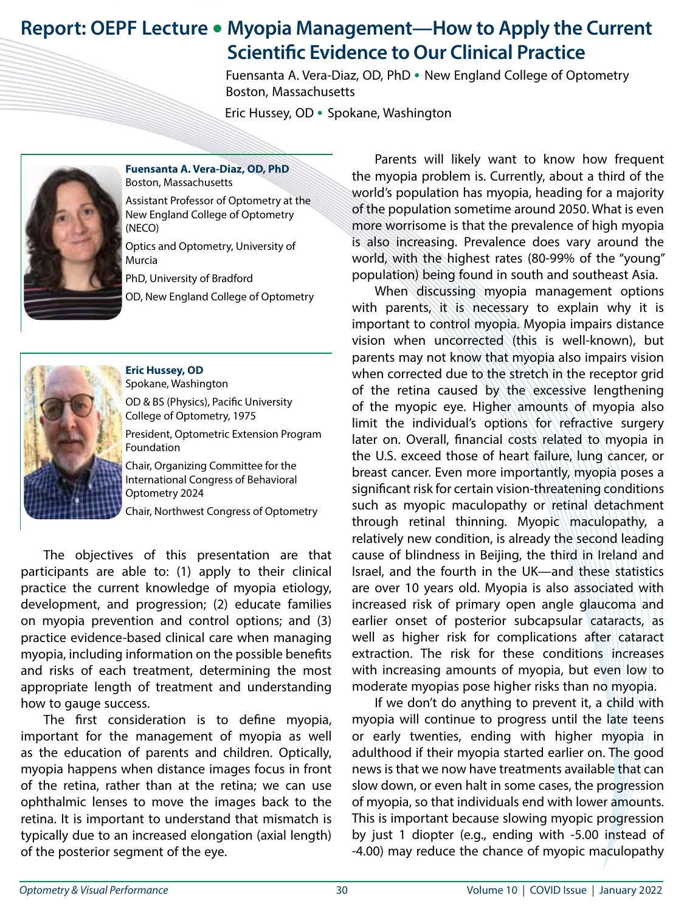# Report: OEPF Lecture • Myopia Management—How to Apply the Current Scientific Evidence to Our Clinical Practice

Fuensanta A. Vera-Diaz, OD, PhD • New England College of Optometry Boston, Massachusetts

Eric Hussey, OD • Spokane, Washington

**Fuensanta A. Vera-Diaz, OD, PhD**
Boston, Massachusetts

Assistant Professor of Optometry at the New England College of Optometry (NECO)

Optics and Optometry, University of Murcia

PhD, University of Bradford

OD, New England College of Optometry

**Eric Hussey, OD**
Spokane, Washington

OD & BS (Physics), Pacific University College of Optometry, 1975

President, Optometric Extension Program Foundation

Chair, Organizing Committee for the International Congress of Behavioral Optometry 2024

Chair, Northwest Congress of Optometry

The objectives of this presentation are that participants are able to: (1) apply to their clinical practice the current knowledge of myopia etiology, development, and progression; (2) educate families on myopia prevention and control options; and (3) practice evidence-based clinical care when managing myopia, including information on the possible benefits and risks of each treatment, determining the most appropriate length of treatment and understanding how to gauge success.

The first consideration is to define myopia, important for the management of myopia as well as the education of parents and children. Optically, myopia happens when distance images focus in front of the retina, rather than at the retina; we can use ophthalmic lenses to move the images back to the retina. It is important to understand that mismatch is typically due to an increased elongation (axial length) of the posterior segment of the eye.

Parents will likely want to know how frequent the myopia problem is. Currently, about a third of the world's population has myopia, heading for a majority of the population sometime around 2050. What is even more worrisome is that the prevalence of high myopia is also increasing. Prevalence does vary around the world, with the highest rates (80-99% of the "young" population) being found in south and southeast Asia.

When discussing myopia management options with parents, it is necessary to explain why it is important to control myopia. Myopia impairs distance vision when uncorrected (this is well-known), but parents may not know that myopia also impairs vision when corrected due to the stretch in the receptor grid of the retina caused by the excessive lengthening of the myopic eye. Higher amounts of myopia also limit the individual's options for refractive surgery later on. Overall, financial costs related to myopia in the U.S. exceed those of heart failure, lung cancer, or breast cancer. Even more importantly, myopia poses a significant risk for certain vision-threatening conditions such as myopic maculopathy or retinal detachment through retinal thinning. Myopic maculopathy, a relatively new condition, is already the second leading cause of blindness in Beijing, the third in Ireland and Israel, and the fourth in the UK—and these statistics are over 10 years old. Myopia is also associated with increased risk of primary open angle glaucoma and earlier onset of posterior subcapsular cataracts, as well as higher risk for complications after cataract extraction. The risk for these conditions increases with increasing amounts of myopia, but even low to moderate myopias pose higher risks than no myopia.

If we don't do anything to prevent it, a child with myopia will continue to progress until the late teens or early twenties, ending with higher myopia in adulthood if their myopia started earlier on. The good news is that we now have treatments available that can slow down, or even halt in some cases, the progression of myopia, so that individuals end with lower amounts. This is important because slowing myopic progression by just 1 diopter (e.g., ending with -5.00 instead of -4.00) may reduce the chance of myopic maculopathy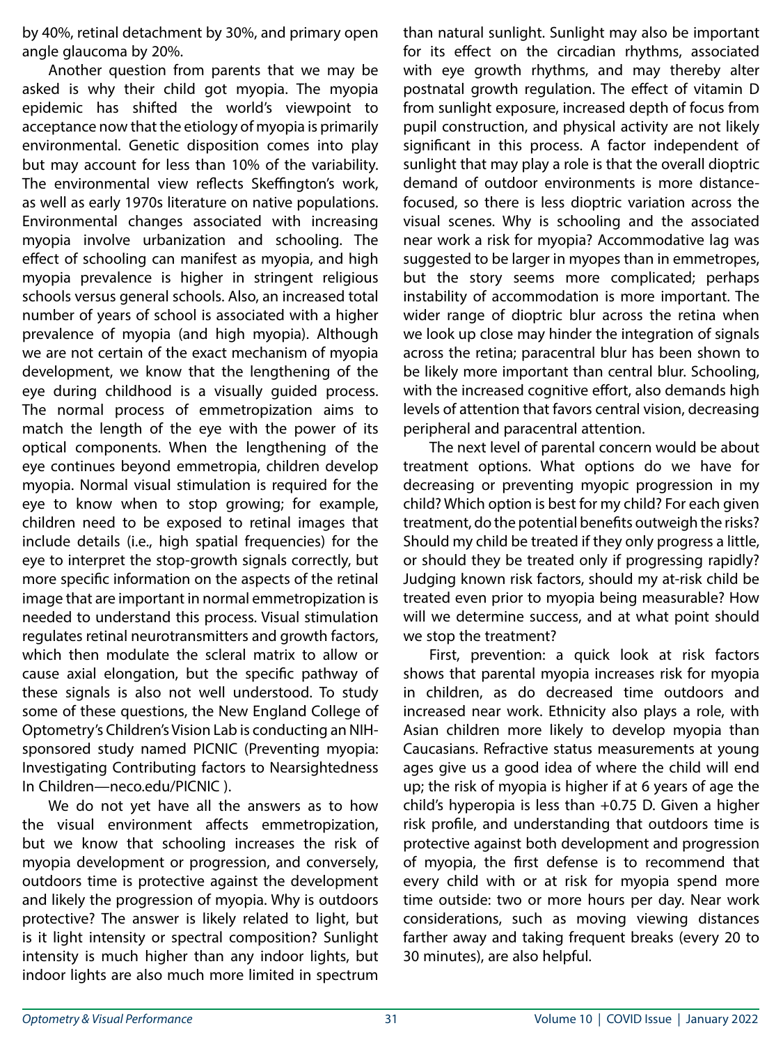by 40%, retinal detachment by 30%, and primary open angle glaucoma by 20%.

Another question from parents that we may be asked is why their child got myopia. The myopia epidemic has shifted the world's viewpoint to acceptance now that the etiology of myopia is primarily environmental. Genetic disposition comes into play but may account for less than 10% of the variability. The environmental view reflects Skeffington's work, as well as early 1970s literature on native populations. Environmental changes associated with increasing myopia involve urbanization and schooling. The effect of schooling can manifest as myopia, and high myopia prevalence is higher in stringent religious schools versus general schools. Also, an increased total number of years of school is associated with a higher prevalence of myopia (and high myopia). Although we are not certain of the exact mechanism of myopia development, we know that the lengthening of the eye during childhood is a visually guided process. The normal process of emmetropization aims to match the length of the eye with the power of its optical components. When the lengthening of the eye continues beyond emmetropia, children develop myopia. Normal visual stimulation is required for the eye to know when to stop growing; for example, children need to be exposed to retinal images that include details (i.e., high spatial frequencies) for the eye to interpret the stop-growth signals correctly, but more specific information on the aspects of the retinal image that are important in normal emmetropization is needed to understand this process. Visual stimulation regulates retinal neurotransmitters and growth factors, which then modulate the scleral matrix to allow or cause axial elongation, but the specific pathway of these signals is also not well understood. To study some of these questions, the New England College of Optometry's Children's Vision Lab is conducting an NIH-sponsored study named PICNIC (Preventing myopia: Investigating Contributing factors to Nearsightedness In Children—neco.edu/PICNIC ).

We do not yet have all the answers as to how the visual environment affects emmetropization, but we know that schooling increases the risk of myopia development or progression, and conversely, outdoors time is protective against the development and likely the progression of myopia. Why is outdoors protective? The answer is likely related to light, but is it light intensity or spectral composition? Sunlight intensity is much higher than any indoor lights, but indoor lights are also much more limited in spectrum than natural sunlight. Sunlight may also be important for its effect on the circadian rhythms, associated with eye growth rhythms, and may thereby alter postnatal growth regulation. The effect of vitamin D from sunlight exposure, increased depth of focus from pupil construction, and physical activity are not likely significant in this process. A factor independent of sunlight that may play a role is that the overall dioptric demand of outdoor environments is more distance-focused, so there is less dioptric variation across the visual scenes. Why is schooling and the associated near work a risk for myopia? Accommodative lag was suggested to be larger in myopes than in emmetropes, but the story seems more complicated; perhaps instability of accommodation is more important. The wider range of dioptric blur across the retina when we look up close may hinder the integration of signals across the retina; paracentral blur has been shown to be likely more important than central blur. Schooling, with the increased cognitive effort, also demands high levels of attention that favors central vision, decreasing peripheral and paracentral attention.

The next level of parental concern would be about treatment options. What options do we have for decreasing or preventing myopic progression in my child? Which option is best for my child? For each given treatment, do the potential benefits outweigh the risks? Should my child be treated if they only progress a little, or should they be treated only if progressing rapidly? Judging known risk factors, should my at-risk child be treated even prior to myopia being measurable? How will we determine success, and at what point should we stop the treatment?

First, prevention: a quick look at risk factors shows that parental myopia increases risk for myopia in children, as do decreased time outdoors and increased near work. Ethnicity also plays a role, with Asian children more likely to develop myopia than Caucasians. Refractive status measurements at young ages give us a good idea of where the child will end up; the risk of myopia is higher if at 6 years of age the child's hyperopia is less than +0.75 D. Given a higher risk profile, and understanding that outdoors time is protective against both development and progression of myopia, the first defense is to recommend that every child with or at risk for myopia spend more time outside: two or more hours per day. Near work considerations, such as moving viewing distances farther away and taking frequent breaks (every 20 to 30 minutes), are also helpful.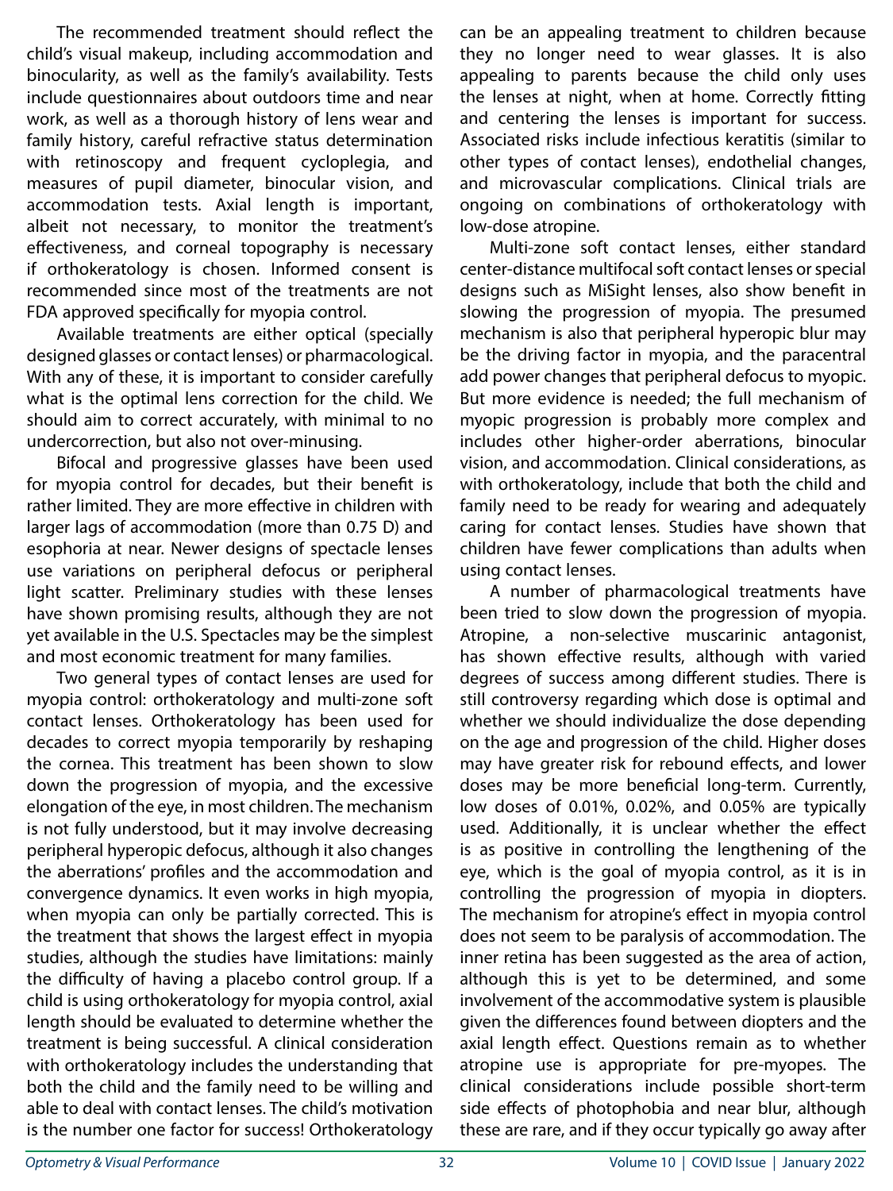The recommended treatment should reflect the child's visual makeup, including accommodation and binocularity, as well as the family's availability. Tests include questionnaires about outdoors time and near work, as well as a thorough history of lens wear and family history, careful refractive status determination with retinoscopy and frequent cycloplegia, and measures of pupil diameter, binocular vision, and accommodation tests. Axial length is important, albeit not necessary, to monitor the treatment's effectiveness, and corneal topography is necessary if orthokeratology is chosen. Informed consent is recommended since most of the treatments are not FDA approved specifically for myopia control.

Available treatments are either optical (specially designed glasses or contact lenses) or pharmacological. With any of these, it is important to consider carefully what is the optimal lens correction for the child. We should aim to correct accurately, with minimal to no undercorrection, but also not over-minusing.

Bifocal and progressive glasses have been used for myopia control for decades, but their benefit is rather limited. They are more effective in children with larger lags of accommodation (more than 0.75 D) and esophoria at near. Newer designs of spectacle lenses use variations on peripheral defocus or peripheral light scatter. Preliminary studies with these lenses have shown promising results, although they are not yet available in the U.S. Spectacles may be the simplest and most economic treatment for many families.

Two general types of contact lenses are used for myopia control: orthokeratology and multi-zone soft contact lenses. Orthokeratology has been used for decades to correct myopia temporarily by reshaping the cornea. This treatment has been shown to slow down the progression of myopia, and the excessive elongation of the eye, in most children. The mechanism is not fully understood, but it may involve decreasing peripheral hyperopic defocus, although it also changes the aberrations' profiles and the accommodation and convergence dynamics. It even works in high myopia, when myopia can only be partially corrected. This is the treatment that shows the largest effect in myopia studies, although the studies have limitations: mainly the difficulty of having a placebo control group. If a child is using orthokeratology for myopia control, axial length should be evaluated to determine whether the treatment is being successful. A clinical consideration with orthokeratology includes the understanding that both the child and the family need to be willing and able to deal with contact lenses. The child's motivation is the number one factor for success! Orthokeratology can be an appealing treatment to children because they no longer need to wear glasses. It is also appealing to parents because the child only uses the lenses at night, when at home. Correctly fitting and centering the lenses is important for success. Associated risks include infectious keratitis (similar to other types of contact lenses), endothelial changes, and microvascular complications. Clinical trials are ongoing on combinations of orthokeratology with low-dose atropine.

Multi-zone soft contact lenses, either standard center-distance multifocal soft contact lenses or special designs such as MiSight lenses, also show benefit in slowing the progression of myopia. The presumed mechanism is also that peripheral hyperopic blur may be the driving factor in myopia, and the paracentral add power changes that peripheral defocus to myopic. But more evidence is needed; the full mechanism of myopic progression is probably more complex and includes other higher-order aberrations, binocular vision, and accommodation. Clinical considerations, as with orthokeratology, include that both the child and family need to be ready for wearing and adequately caring for contact lenses. Studies have shown that children have fewer complications than adults when using contact lenses.

A number of pharmacological treatments have been tried to slow down the progression of myopia. Atropine, a non-selective muscarinic antagonist, has shown effective results, although with varied degrees of success among different studies. There is still controversy regarding which dose is optimal and whether we should individualize the dose depending on the age and progression of the child. Higher doses may have greater risk for rebound effects, and lower doses may be more beneficial long-term. Currently, low doses of 0.01%, 0.02%, and 0.05% are typically used. Additionally, it is unclear whether the effect is as positive in controlling the lengthening of the eye, which is the goal of myopia control, as it is in controlling the progression of myopia in diopters. The mechanism for atropine's effect in myopia control does not seem to be paralysis of accommodation. The inner retina has been suggested as the area of action, although this is yet to be determined, and some involvement of the accommodative system is plausible given the differences found between diopters and the axial length effect. Questions remain as to whether atropine use is appropriate for pre-myopes. The clinical considerations include possible short-term side effects of photophobia and near blur, although these are rare, and if they occur typically go away after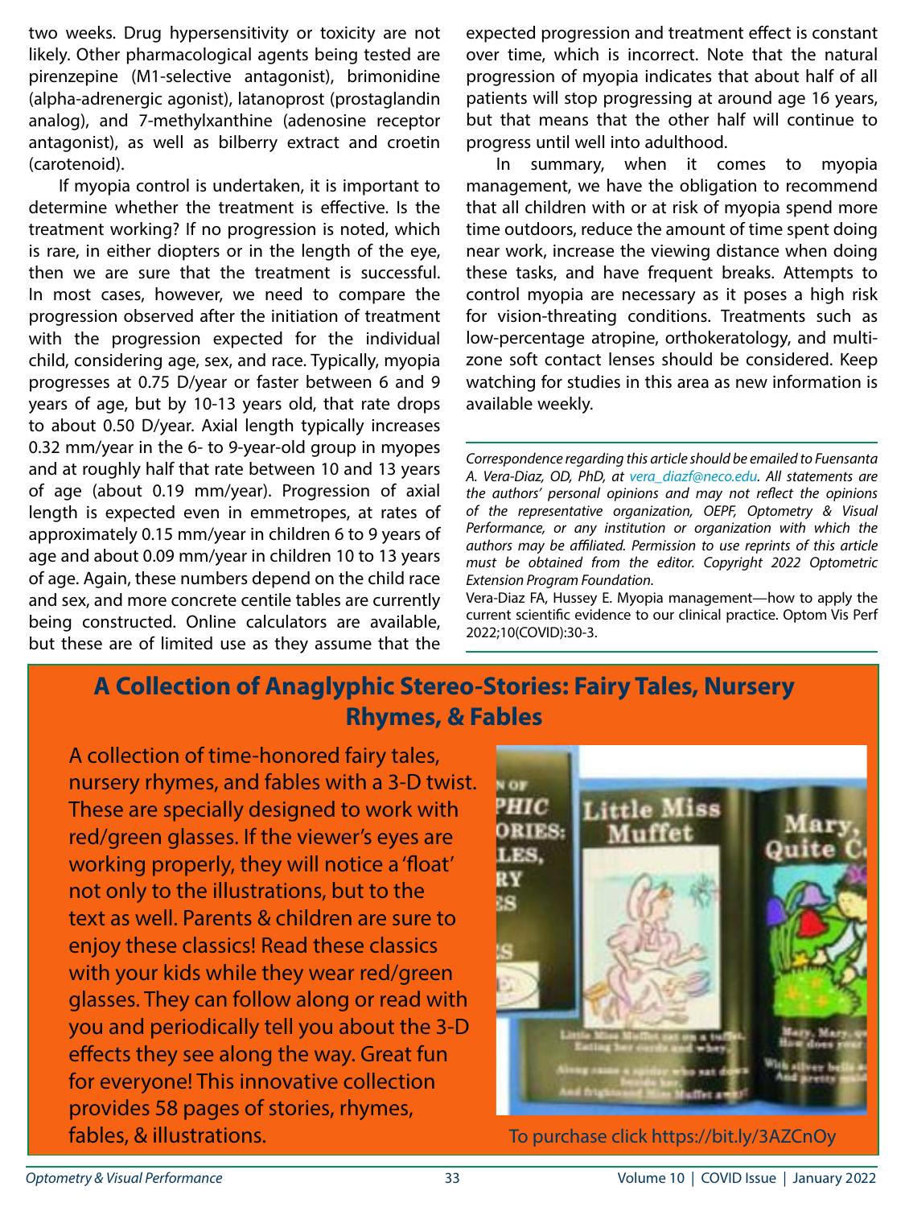two weeks. Drug hypersensitivity or toxicity are not likely. Other pharmacological agents being tested are pirenzepine (M1-selective antagonist), brimonidine (alpha-adrenergic agonist), latanoprost (prostaglandin analog), and 7-methylxanthine (adenosine receptor antagonist), as well as bilberry extract and croetin (carotenoid).

If myopia control is undertaken, it is important to determine whether the treatment is effective. Is the treatment working? If no progression is noted, which is rare, in either diopters or in the length of the eye, then we are sure that the treatment is successful. In most cases, however, we need to compare the progression observed after the initiation of treatment with the progression expected for the individual child, considering age, sex, and race. Typically, myopia progresses at 0.75 D/year or faster between 6 and 9 years of age, but by 10-13 years old, that rate drops to about 0.50 D/year. Axial length typically increases 0.32 mm/year in the 6- to 9-year-old group in myopes and at roughly half that rate between 10 and 13 years of age (about 0.19 mm/year). Progression of axial length is expected even in emmetropes, at rates of approximately 0.15 mm/year in children 6 to 9 years of age and about 0.09 mm/year in children 10 to 13 years of age. Again, these numbers depend on the child race and sex, and more concrete centile tables are currently being constructed. Online calculators are available, but these are of limited use as they assume that the expected progression and treatment effect is constant over time, which is incorrect. Note that the natural progression of myopia indicates that about half of all patients will stop progressing at around age 16 years, but that means that the other half will continue to progress until well into adulthood.

In summary, when it comes to myopia management, we have the obligation to recommend that all children with or at risk of myopia spend more time outdoors, reduce the amount of time spent doing near work, increase the viewing distance when doing these tasks, and have frequent breaks. Attempts to control myopia are necessary as it poses a high risk for vision-threating conditions. Treatments such as low-percentage atropine, orthokeratology, and multi-zone soft contact lenses should be considered. Keep watching for studies in this area as new information is available weekly.

---

*Correspondence regarding this article should be emailed to Fuensanta A. Vera-Diaz, OD, PhD, at vera_diazf@neco.edu. All statements are the authors' personal opinions and may not reflect the opinions of the representative organization, OEPF, Optometry & Visual Performance, or any institution or organization with which the authors may be affiliated. Permission to use reprints of this article must be obtained from the editor. Copyright 2022 Optometric Extension Program Foundation.*

Vera-Diaz FA, Hussey E. Myopia management—how to apply the current scientific evidence to our clinical practice. Optom Vis Perf 2022;10(COVID):30-3.

---

## A Collection of Anaglyphic Stereo-Stories: Fairy Tales, Nursery Rhymes, & Fables

A collection of time-honored fairy tales, nursery rhymes, and fables with a 3-D twist. These are specially designed to work with red/green glasses. If the viewer's eyes are working properly, they will notice a 'float' not only to the illustrations, but to the text as well. Parents & children are sure to enjoy these classics! Read these classics with your kids while they wear red/green glasses. They can follow along or read with you and periodically tell you about the 3-D effects they see along the way. Great fun for everyone! This innovative collection provides 58 pages of stories, rhymes, fables, & illustrations.

To purchase click https://bit.ly/3AZCnOy